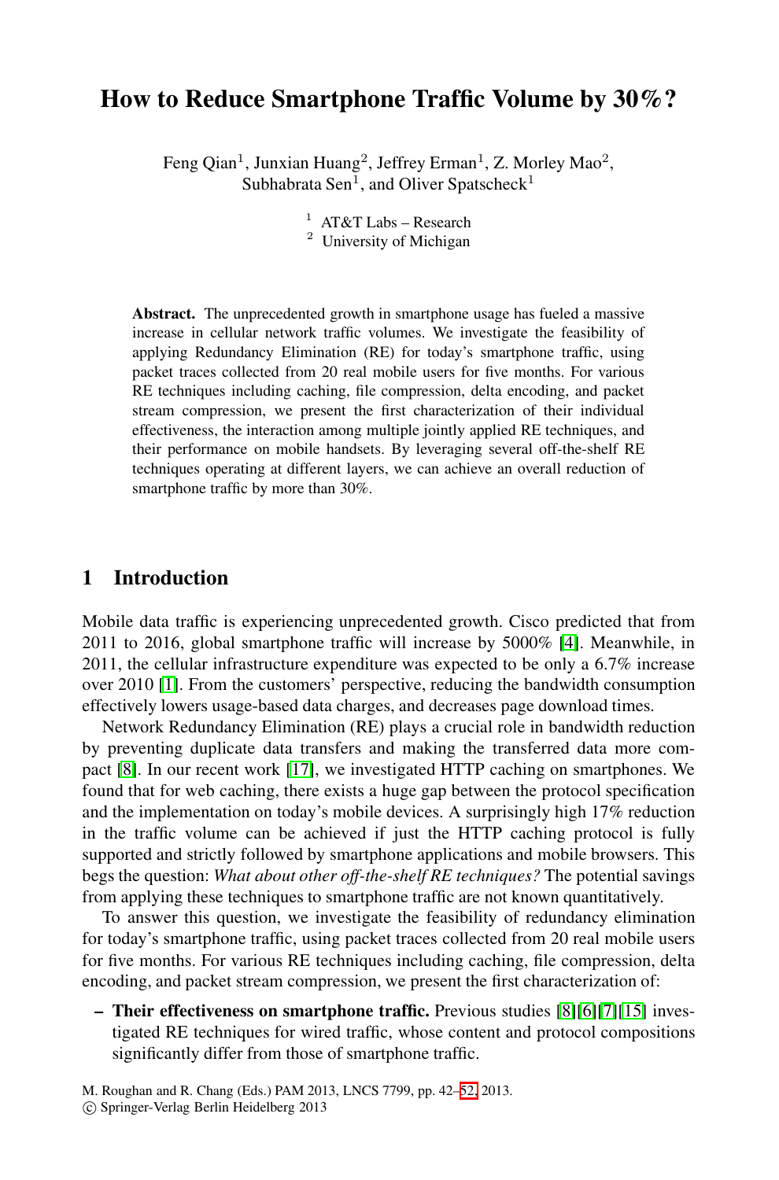# How to Reduce Smartphone Traffic Volume by 30%?

Feng Qian[1], Junxian Huang[2], Jeffrey Erman[1], Z. Morley Mao[2], Subhabrata Sen[1], and Oliver Spatscheck[1]

[1] AT&T Labs – Research
[2] University of Michigan

**Abstract.** The unprecedented growth in smartphone usage has fueled a massive increase in cellular network traffic volumes. We investigate the feasibility of applying Redundancy Elimination (RE) for today's smartphone traffic, using packet traces collected from 20 real mobile users for five months. For various RE techniques including caching, file compression, delta encoding, and packet stream compression, we present the first characterization of their individual effectiveness, the interaction among multiple jointly applied RE techniques, and their performance on mobile handsets. By leveraging several off-the-shelf RE techniques operating at different layers, we can achieve an overall reduction of smartphone traffic by more than 30%.

## 1 Introduction

Mobile data traffic is experiencing unprecedented growth. Cisco predicted that from 2011 to 2016, global smartphone traffic will increase by 5000% [4]. Meanwhile, in 2011, the cellular infrastructure expenditure was expected to be only a 6.7% increase over 2010 [1]. From the customers' perspective, reducing the bandwidth consumption effectively lowers usage-based data charges, and decreases page download times.

Network Redundancy Elimination (RE) plays a crucial role in bandwidth reduction by preventing duplicate data transfers and making the transferred data more compact [8]. In our recent work [17], we investigated HTTP caching on smartphones. We found that for web caching, there exists a huge gap between the protocol specification and the implementation on today's mobile devices. A surprisingly high 17% reduction in the traffic volume can be achieved if just the HTTP caching protocol is fully supported and strictly followed by smartphone applications and mobile browsers. This begs the question: *What about other off-the-shelf RE techniques?* The potential savings from applying these techniques to smartphone traffic are not known quantitatively.

To answer this question, we investigate the feasibility of redundancy elimination for today's smartphone traffic, using packet traces collected from 20 real mobile users for five months. For various RE techniques including caching, file compression, delta encoding, and packet stream compression, we present the first characterization of:

- **Their effectiveness on smartphone traffic.** Previous studies [8][6][7][15] investigated RE techniques for wired traffic, whose content and protocol compositions significantly differ from those of smartphone traffic.

M. Roughan and R. Chang (Eds.) PAM 2013, LNCS 7799, pp. 42–52, 2013.
© Springer-Verlag Berlin Heidelberg 2013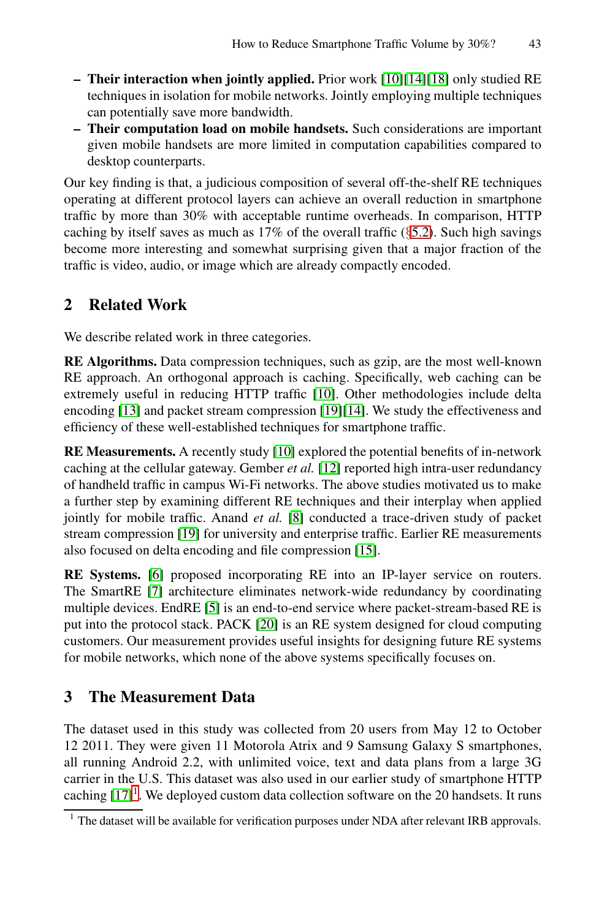- **Their interaction when jointly applied.** Prior work [10][14][18] only studied RE techniques in isolation for mobile networks. Jointly employing multiple techniques can potentially save more bandwidth.
- **Their computation load on mobile handsets.** Such considerations are important given mobile handsets are more limited in computation capabilities compared to desktop counterparts.

Our key finding is that, a judicious composition of several off-the-shelf RE techniques operating at different protocol layers can achieve an overall reduction in smartphone traffic by more than 30% with acceptable runtime overheads. In comparison, HTTP caching by itself saves as much as 17% of the overall traffic (§5.2). Such high savings become more interesting and somewhat surprising given that a major fraction of the traffic is video, audio, or image which are already compactly encoded.

## 2 Related Work

We describe related work in three categories.

**RE Algorithms.** Data compression techniques, such as gzip, are the most well-known RE approach. An orthogonal approach is caching. Specifically, web caching can be extremely useful in reducing HTTP traffic [10]. Other methodologies include delta encoding [13] and packet stream compression [19][14]. We study the effectiveness and efficiency of these well-established techniques for smartphone traffic.

**RE Measurements.** A recently study [10] explored the potential benefits of in-network caching at the cellular gateway. Gember *et al.* [12] reported high intra-user redundancy of handheld traffic in campus Wi-Fi networks. The above studies motivated us to make a further step by examining different RE techniques and their interplay when applied jointly for mobile traffic. Anand *et al.* [8] conducted a trace-driven study of packet stream compression [19] for university and enterprise traffic. Earlier RE measurements also focused on delta encoding and file compression [15].

**RE Systems.** [6] proposed incorporating RE into an IP-layer service on routers. The SmartRE [7] architecture eliminates network-wide redundancy by coordinating multiple devices. EndRE [5] is an end-to-end service where packet-stream-based RE is put into the protocol stack. PACK [20] is an RE system designed for cloud computing customers. Our measurement provides useful insights for designing future RE systems for mobile networks, which none of the above systems specifically focuses on.

## 3 The Measurement Data

The dataset used in this study was collected from 20 users from May 12 to October 12 2011. They were given 11 Motorola Atrix and 9 Samsung Galaxy S smartphones, all running Android 2.2, with unlimited voice, text and data plans from a large 3G carrier in the U.S. This dataset was also used in our earlier study of smartphone HTTP caching [17][1]. We deployed custom data collection software on the 20 handsets. It runs

[1] The dataset will be available for verification purposes under NDA after relevant IRB approvals.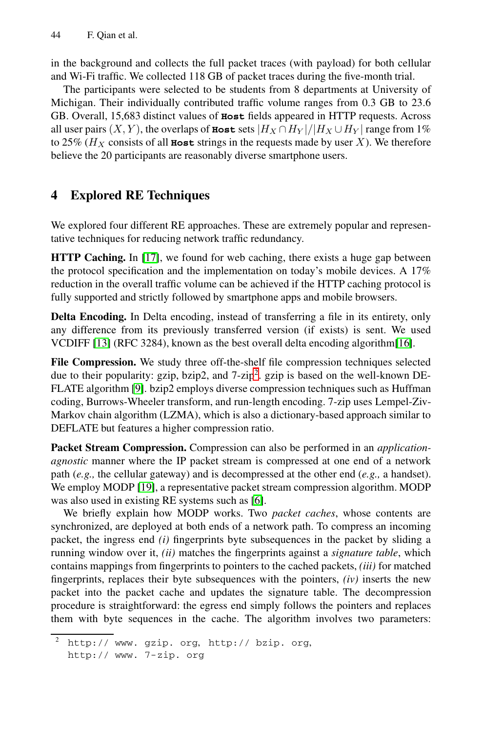in the background and collects the full packet traces (with payload) for both cellular and Wi-Fi traffic. We collected 118 GB of packet traces during the five-month trial.

The participants were selected to be students from 8 departments at University of Michigan. Their individually contributed traffic volume ranges from 0.3 GB to 23.6 GB. Overall, 15,683 distinct values of `Host` fields appeared in HTTP requests. Across all user pairs $(X, Y)$, the overlaps of `Host` sets $|H_X \cap H_Y|/|H_X \cup H_Y|$ range from 1% to 25% ($H_X$ consists of all `Host` strings in the requests made by user $X$). We therefore believe the 20 participants are reasonably diverse smartphone users.

## 4 Explored RE Techniques

We explored four different RE approaches. These are extremely popular and representative techniques for reducing network traffic redundancy.

**HTTP Caching.** In [17], we found for web caching, there exists a huge gap between the protocol specification and the implementation on today's mobile devices. A 17% reduction in the overall traffic volume can be achieved if the HTTP caching protocol is fully supported and strictly followed by smartphone apps and mobile browsers.

**Delta Encoding.** In Delta encoding, instead of transferring a file in its entirety, only any difference from its previously transferred version (if exists) is sent. We used VCDIFF [13] (RFC 3284), known as the best overall delta encoding algorithm[16].

**File Compression.** We study three off-the-shelf file compression techniques selected due to their popularity: gzip, bzip2, and 7-zip[2]. gzip is based on the well-known DEFLATE algorithm [9]. bzip2 employs diverse compression techniques such as Huffman coding, Burrows-Wheeler transform, and run-length encoding. 7-zip uses Lempel-Ziv-Markov chain algorithm (LZMA), which is also a dictionary-based approach similar to DEFLATE but features a higher compression ratio.

**Packet Stream Compression.** Compression can also be performed in an *application-agnostic* manner where the IP packet stream is compressed at one end of a network path (*e.g.,* the cellular gateway) and is decompressed at the other end (*e.g.,* a handset). We employ MODP [19], a representative packet stream compression algorithm. MODP was also used in existing RE systems such as [6].

We briefly explain how MODP works. Two *packet caches*, whose contents are synchronized, are deployed at both ends of a network path. To compress an incoming packet, the ingress end *(i)* fingerprints byte subsequences in the packet by sliding a running window over it, *(ii)* matches the fingerprints against a *signature table*, which contains mappings from fingerprints to pointers to the cached packets, *(iii)* for matched fingerprints, replaces their byte subsequences with the pointers, *(iv)* inserts the new packet into the packet cache and updates the signature table. The decompression procedure is straightforward: the egress end simply follows the pointers and replaces them with byte sequences in the cache. The algorithm involves two parameters:

[2] `http:// www. gzip. org, http:// bzip. org, http:// www. 7-zip. org`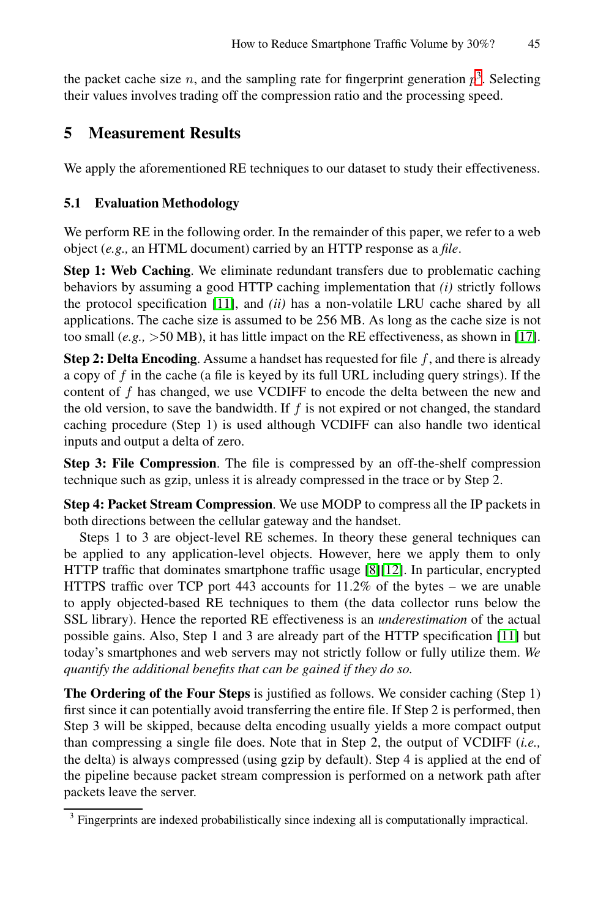the packet cache size $n$, and the sampling rate for fingerprint generation $p$[3]. Selecting their values involves trading off the compression ratio and the processing speed.

# 5 Measurement Results

We apply the aforementioned RE techniques to our dataset to study their effectiveness.

## 5.1 Evaluation Methodology

We perform RE in the following order. In the remainder of this paper, we refer to a web object (*e.g.,* an HTML document) carried by an HTTP response as a *file*.

**Step 1: Web Caching**. We eliminate redundant transfers due to problematic caching behaviors by assuming a good HTTP caching implementation that *(i)* strictly follows the protocol specification [11], and *(ii)* has a non-volatile LRU cache shared by all applications. The cache size is assumed to be 256 MB. As long as the cache size is not too small (*e.g.,* >50 MB), it has little impact on the RE effectiveness, as shown in [17].

**Step 2: Delta Encoding**. Assume a handset has requested for file $f$, and there is already a copy of $f$ in the cache (a file is keyed by its full URL including query strings). If the content of $f$ has changed, we use VCDIFF to encode the delta between the new and the old version, to save the bandwidth. If $f$ is not expired or not changed, the standard caching procedure (Step 1) is used although VCDIFF can also handle two identical inputs and output a delta of zero.

**Step 3: File Compression**. The file is compressed by an off-the-shelf compression technique such as gzip, unless it is already compressed in the trace or by Step 2.

**Step 4: Packet Stream Compression**. We use MODP to compress all the IP packets in both directions between the cellular gateway and the handset.

Steps 1 to 3 are object-level RE schemes. In theory these general techniques can be applied to any application-level objects. However, here we apply them to only HTTP traffic that dominates smartphone traffic usage [8][12]. In particular, encrypted HTTPS traffic over TCP port 443 accounts for 11.2% of the bytes – we are unable to apply objected-based RE techniques to them (the data collector runs below the SSL library). Hence the reported RE effectiveness is an *underestimation* of the actual possible gains. Also, Step 1 and 3 are already part of the HTTP specification [11] but today's smartphones and web servers may not strictly follow or fully utilize them. *We quantify the additional benefits that can be gained if they do so.*

**The Ordering of the Four Steps** is justified as follows. We consider caching (Step 1) first since it can potentially avoid transferring the entire file. If Step 2 is performed, then Step 3 will be skipped, because delta encoding usually yields a more compact output than compressing a single file does. Note that in Step 2, the output of VCDIFF (*i.e.,* the delta) is always compressed (using gzip by default). Step 4 is applied at the end of the pipeline because packet stream compression is performed on a network path after packets leave the server.

[3] Fingerprints are indexed probabilistically since indexing all is computationally impractical.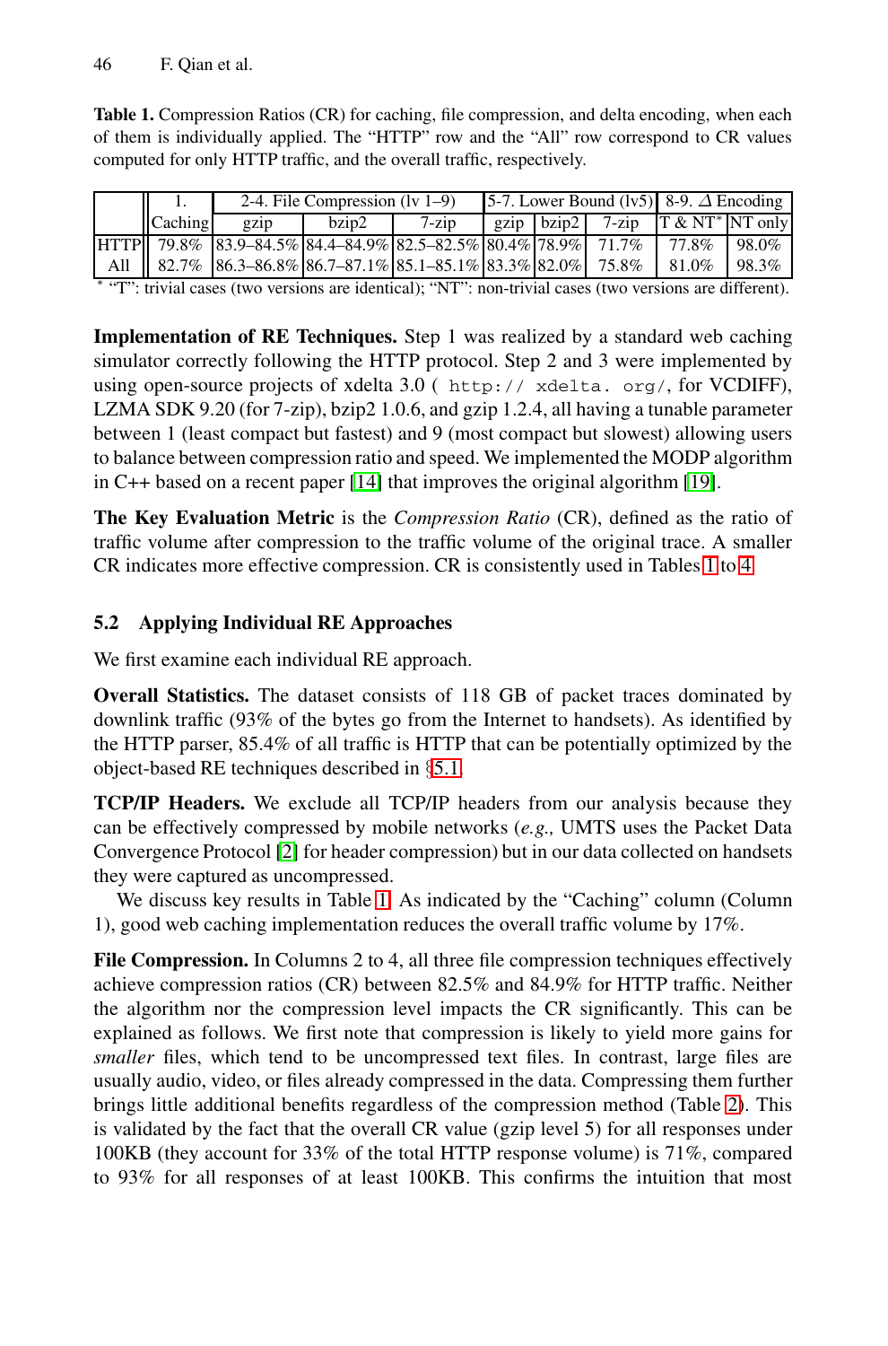**Table 1.** Compression Ratios (CR) for caching, file compression, and delta encoding, when each of them is individually applied. The "HTTP" row and the "All" row correspond to CR values computed for only HTTP traffic, and the overall traffic, respectively.

| | 1. | 2-4. File Compression (lv 1–9) | | | 5-7. Lower Bound (lv5) | | | 8-9. $\Delta$ Encoding | |
|---|---|---|---|---|---|---|---|---|---|
| | Caching | gzip | bzip2 | 7-zip | gzip | bzip2 | 7-zip | T & NT* | NT only |
| HTTP | 79.8% | 83.9–84.5% | 84.4–84.9% | 82.5–82.5% | 80.4% | 78.9% | 71.7% | 77.8% | 98.0% |
| All | 82.7% | 86.3–86.8% | 86.7–87.1% | 85.1–85.1% | 83.3% | 82.0% | 75.8% | 81.0% | 98.3% |

\* "T": trivial cases (two versions are identical); "NT": non-trivial cases (two versions are different).

**Implementation of RE Techniques.** Step 1 was realized by a standard web caching simulator correctly following the HTTP protocol. Step 2 and 3 were implemented by using open-source projects of xdelta 3.0 ( `http:// xdelta. org/`, for VCDIFF), LZMA SDK 9.20 (for 7-zip), bzip2 1.0.6, and gzip 1.2.4, all having a tunable parameter between 1 (least compact but fastest) and 9 (most compact but slowest) allowing users to balance between compression ratio and speed. We implemented the MODP algorithm in C++ based on a recent paper [14] that improves the original algorithm [19].

**The Key Evaluation Metric** is the *Compression Ratio* (CR), defined as the ratio of traffic volume after compression to the traffic volume of the original trace. A smaller CR indicates more effective compression. CR is consistently used in Tables 1 to 4.

## 5.2 Applying Individual RE Approaches

We first examine each individual RE approach.

**Overall Statistics.** The dataset consists of 118 GB of packet traces dominated by downlink traffic (93% of the bytes go from the Internet to handsets). As identified by the HTTP parser, 85.4% of all traffic is HTTP that can be potentially optimized by the object-based RE techniques described in §5.1.

**TCP/IP Headers.** We exclude all TCP/IP headers from our analysis because they can be effectively compressed by mobile networks (*e.g.,* UMTS uses the Packet Data Convergence Protocol [2] for header compression) but in our data collected on handsets they were captured as uncompressed.

We discuss key results in Table 1. As indicated by the "Caching" column (Column 1), good web caching implementation reduces the overall traffic volume by 17%.

**File Compression.** In Columns 2 to 4, all three file compression techniques effectively achieve compression ratios (CR) between 82.5% and 84.9% for HTTP traffic. Neither the algorithm nor the compression level impacts the CR significantly. This can be explained as follows. We first note that compression is likely to yield more gains for *smaller* files, which tend to be uncompressed text files. In contrast, large files are usually audio, video, or files already compressed in the data. Compressing them further brings little additional benefits regardless of the compression method (Table 2). This is validated by the fact that the overall CR value (gzip level 5) for all responses under 100KB (they account for 33% of the total HTTP response volume) is 71%, compared to 93% for all responses of at least 100KB. This confirms the intuition that most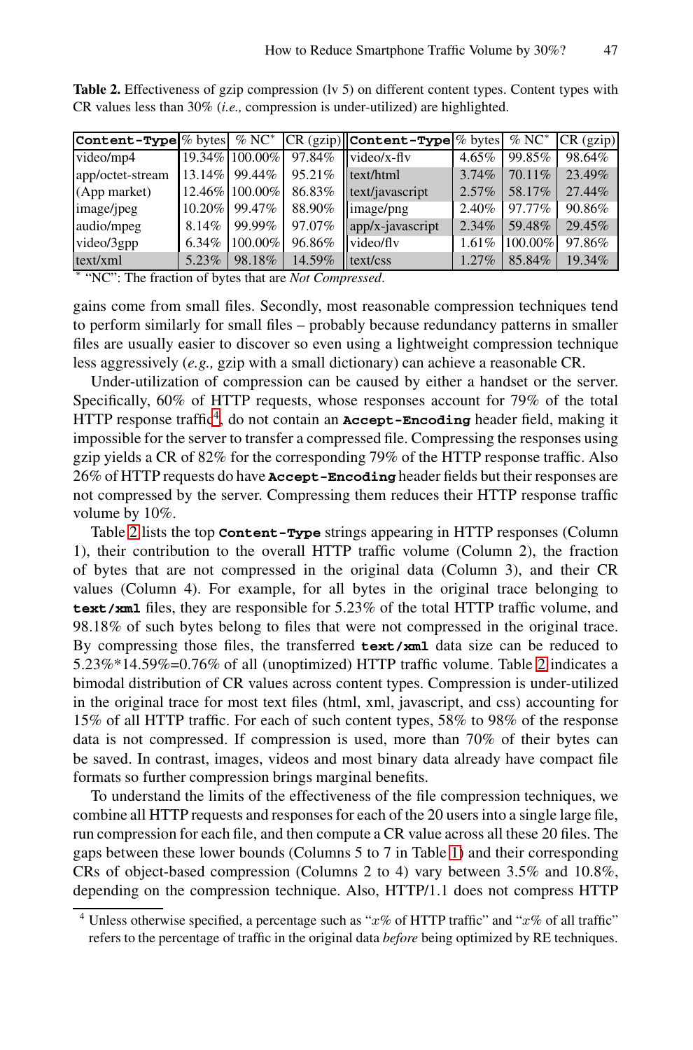**Table 2.** Effectiveness of gzip compression (lv 5) on different content types. Content types with CR values less than 30% (*i.e.,* compression is under-utilized) are highlighted.

| **Content-Type** | % bytes | % NC* | CR (gzip) | **Content-Type** | % bytes | % NC* | CR (gzip) |
|---|---|---|---|---|---|---|---|
| video/mp4 | 19.34% | 100.00% | 97.84% | video/x-flv | 4.65% | 99.85% | 98.64% |
| app/octet-stream | 13.14% | 99.44% | 95.21% | text/html | 3.74% | 70.11% | 23.49% |
| (App market) | 12.46% | 100.00% | 86.83% | text/javascript | 2.57% | 58.17% | 27.44% |
| image/jpeg | 10.20% | 99.47% | 88.90% | image/png | 2.40% | 97.77% | 90.86% |
| audio/mpeg | 8.14% | 99.99% | 97.07% | app/x-javascript | 2.34% | 59.48% | 29.45% |
| video/3gpp | 6.34% | 100.00% | 96.86% | video/flv | 1.61% | 100.00% | 97.86% |
| text/xml | 5.23% | 98.18% | 14.59% | text/css | 1.27% | 85.84% | 19.34% |

* "NC": The fraction of bytes that are *Not Compressed*.

gains come from small files. Secondly, most reasonable compression techniques tend to perform similarly for small files – probably because redundancy patterns in smaller files are usually easier to discover so even using a lightweight compression technique less aggressively (*e.g.,* gzip with a small dictionary) can achieve a reasonable CR.

Under-utilization of compression can be caused by either a handset or the server. Specifically, 60% of HTTP requests, whose responses account for 79% of the total HTTP response traffic[4], do not contain an **Accept-Encoding** header field, making it impossible for the server to transfer a compressed file. Compressing the responses using gzip yields a CR of 82% for the corresponding 79% of the HTTP response traffic. Also 26% of HTTP requests do have **Accept-Encoding** header fields but their responses are not compressed by the server. Compressing them reduces their HTTP response traffic volume by 10%.

Table 2 lists the top **Content-Type** strings appearing in HTTP responses (Column 1), their contribution to the overall HTTP traffic volume (Column 2), the fraction of bytes that are not compressed in the original data (Column 3), and their CR values (Column 4). For example, for all bytes in the original trace belonging to **text/xml** files, they are responsible for 5.23% of the total HTTP traffic volume, and 98.18% of such bytes belong to files that were not compressed in the original trace. By compressing those files, the transferred **text/xml** data size can be reduced to 5.23%*14.59%=0.76% of all (unoptimized) HTTP traffic volume. Table 2 indicates a bimodal distribution of CR values across content types. Compression is under-utilized in the original trace for most text files (html, xml, javascript, and css) accounting for 15% of all HTTP traffic. For each of such content types, 58% to 98% of the response data is not compressed. If compression is used, more than 70% of their bytes can be saved. In contrast, images, videos and most binary data already have compact file formats so further compression brings marginal benefits.

To understand the limits of the effectiveness of the file compression techniques, we combine all HTTP requests and responses for each of the 20 users into a single large file, run compression for each file, and then compute a CR value across all these 20 files. The gaps between these lower bounds (Columns 5 to 7 in Table 1) and their corresponding CRs of object-based compression (Columns 2 to 4) vary between 3.5% and 10.8%, depending on the compression technique. Also, HTTP/1.1 does not compress HTTP

[4] Unless otherwise specified, a percentage such as "$x$% of HTTP traffic" and "$x$% of all traffic" refers to the percentage of traffic in the original data *before* being optimized by RE techniques.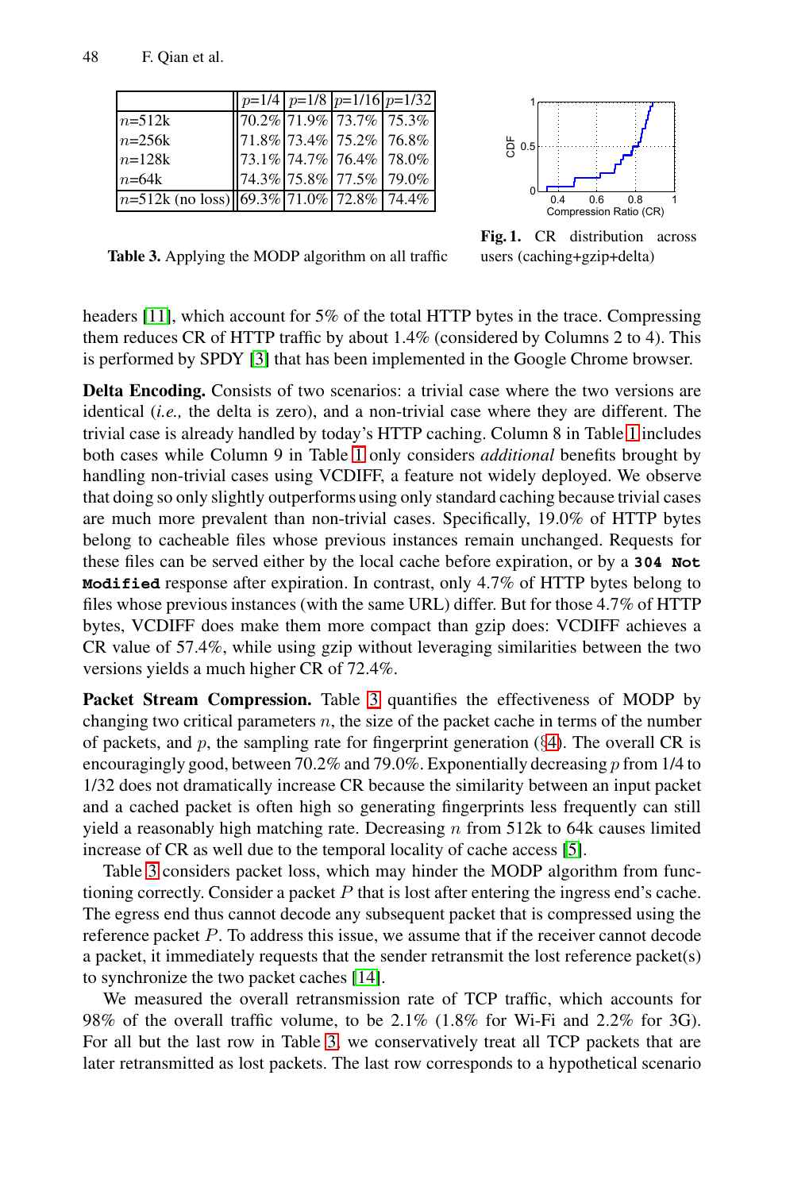|  | $p$=1/4 | $p$=1/8 | $p$=1/16 | $p$=1/32 |
|---|---|---|---|---|
| $n$=512k | 70.2% | 71.9% | 73.7% | 75.3% |
| $n$=256k | 71.8% | 73.4% | 75.2% | 76.8% |
| $n$=128k | 73.1% | 74.7% | 76.4% | 78.0% |
| $n$=64k | 74.3% | 75.8% | 77.5% | 79.0% |
| $n$=512k (no loss) | 69.3% | 71.0% | 72.8% | 74.4% |

**Table 3.** Applying the MODP algorithm on all traffic

**Fig. 1.** CR distribution across users (caching+gzip+delta)

headers [11], which account for 5% of the total HTTP bytes in the trace. Compressing them reduces CR of HTTP traffic by about 1.4% (considered by Columns 2 to 4). This is performed by SPDY [3] that has been implemented in the Google Chrome browser.

**Delta Encoding.** Consists of two scenarios: a trivial case where the two versions are identical (*i.e.,* the delta is zero), and a non-trivial case where they are different. The trivial case is already handled by today's HTTP caching. Column 8 in Table 1 includes both cases while Column 9 in Table 1 only considers *additional* benefits brought by handling non-trivial cases using VCDIFF, a feature not widely deployed. We observe that doing so only slightly outperforms using only standard caching because trivial cases are much more prevalent than non-trivial cases. Specifically, 19.0% of HTTP bytes belong to cacheable files whose previous instances remain unchanged. Requests for these files can be served either by the local cache before expiration, or by a **`304 Not Modified`** response after expiration. In contrast, only 4.7% of HTTP bytes belong to files whose previous instances (with the same URL) differ. But for those 4.7% of HTTP bytes, VCDIFF does make them more compact than gzip does: VCDIFF achieves a CR value of 57.4%, while using gzip without leveraging similarities between the two versions yields a much higher CR of 72.4%.

**Packet Stream Compression.** Table 3 quantifies the effectiveness of MODP by changing two critical parameters $n$, the size of the packet cache in terms of the number of packets, and $p$, the sampling rate for fingerprint generation (§4). The overall CR is encouragingly good, between 70.2% and 79.0%. Exponentially decreasing $p$ from 1/4 to 1/32 does not dramatically increase CR because the similarity between an input packet and a cached packet is often high so generating fingerprints less frequently can still yield a reasonably high matching rate. Decreasing $n$ from 512k to 64k causes limited increase of CR as well due to the temporal locality of cache access [5].

Table 3 considers packet loss, which may hinder the MODP algorithm from functioning correctly. Consider a packet $P$ that is lost after entering the ingress end's cache. The egress end thus cannot decode any subsequent packet that is compressed using the reference packet $P$. To address this issue, we assume that if the receiver cannot decode a packet, it immediately requests that the sender retransmit the lost reference packet(s) to synchronize the two packet caches [14].

We measured the overall retransmission rate of TCP traffic, which accounts for 98% of the overall traffic volume, to be 2.1% (1.8% for Wi-Fi and 2.2% for 3G). For all but the last row in Table 3, we conservatively treat all TCP packets that are later retransmitted as lost packets. The last row corresponds to a hypothetical scenario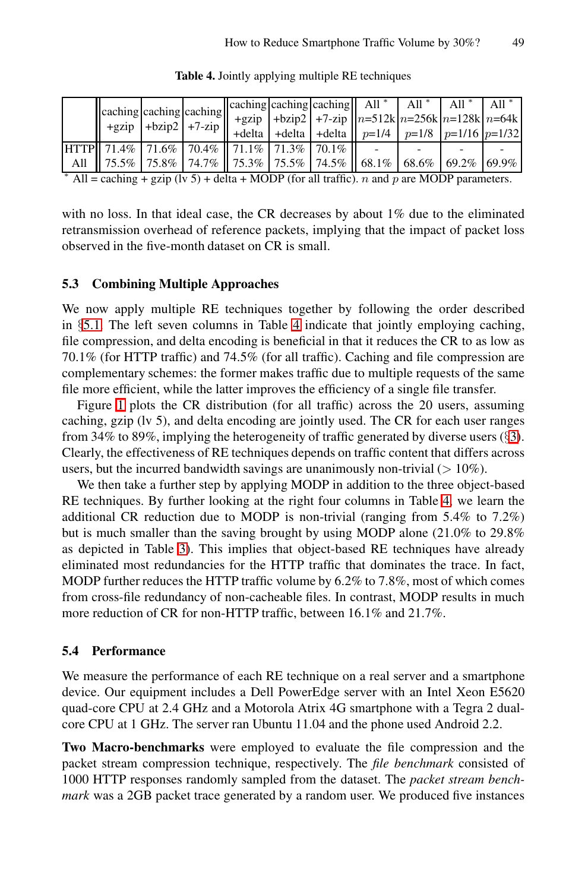**Table 4.** Jointly applying multiple RE techniques

| | caching +gzip | caching +bzip2 | caching +7-zip | caching +gzip +delta | caching +bzip2 +delta | caching +7-zip +delta | All* $n$=512k $p$=1/4 | All* $n$=256k $p$=1/8 | All* $n$=128k $p$=1/16 | All* $n$=64k $p$=1/32 |
|---|---|---|---|---|---|---|---|---|---|---|
| HTTP | 71.4% | 71.6% | 70.4% | 71.1% | 71.3% | 70.1% | - | - | - | - |
| All | 75.5% | 75.8% | 74.7% | 75.3% | 75.5% | 74.5% | 68.1% | 68.6% | 69.2% | 69.9% |

\* All = caching + gzip (lv 5) + delta + MODP (for all traffic). $n$ and $p$ are MODP parameters.

with no loss. In that ideal case, the CR decreases by about 1% due to the eliminated retransmission overhead of reference packets, implying that the impact of packet loss observed in the five-month dataset on CR is small.

### 5.3 Combining Multiple Approaches

We now apply multiple RE techniques together by following the order described in §5.1. The left seven columns in Table 4 indicate that jointly employing caching, file compression, and delta encoding is beneficial in that it reduces the CR to as low as 70.1% (for HTTP traffic) and 74.5% (for all traffic). Caching and file compression are complementary schemes: the former makes traffic due to multiple requests of the same file more efficient, while the latter improves the efficiency of a single file transfer.

Figure 1 plots the CR distribution (for all traffic) across the 20 users, assuming caching, gzip (lv 5), and delta encoding are jointly used. The CR for each user ranges from 34% to 89%, implying the heterogeneity of traffic generated by diverse users (§3). Clearly, the effectiveness of RE techniques depends on traffic content that differs across users, but the incurred bandwidth savings are unanimously non-trivial (> 10%).

We then take a further step by applying MODP in addition to the three object-based RE techniques. By further looking at the right four columns in Table 4, we learn the additional CR reduction due to MODP is non-trivial (ranging from 5.4% to 7.2%) but is much smaller than the saving brought by using MODP alone (21.0% to 29.8% as depicted in Table 3). This implies that object-based RE techniques have already eliminated most redundancies for the HTTP traffic that dominates the trace. In fact, MODP further reduces the HTTP traffic volume by 6.2% to 7.8%, most of which comes from cross-file redundancy of non-cacheable files. In contrast, MODP results in much more reduction of CR for non-HTTP traffic, between 16.1% and 21.7%.

### 5.4 Performance

We measure the performance of each RE technique on a real server and a smartphone device. Our equipment includes a Dell PowerEdge server with an Intel Xeon E5620 quad-core CPU at 2.4 GHz and a Motorola Atrix 4G smartphone with a Tegra 2 dual-core CPU at 1 GHz. The server ran Ubuntu 11.04 and the phone used Android 2.2.

**Two Macro-benchmarks** were employed to evaluate the file compression and the packet stream compression technique, respectively. The *file benchmark* consisted of 1000 HTTP responses randomly sampled from the dataset. The *packet stream benchmark* was a 2GB packet trace generated by a random user. We produced five instances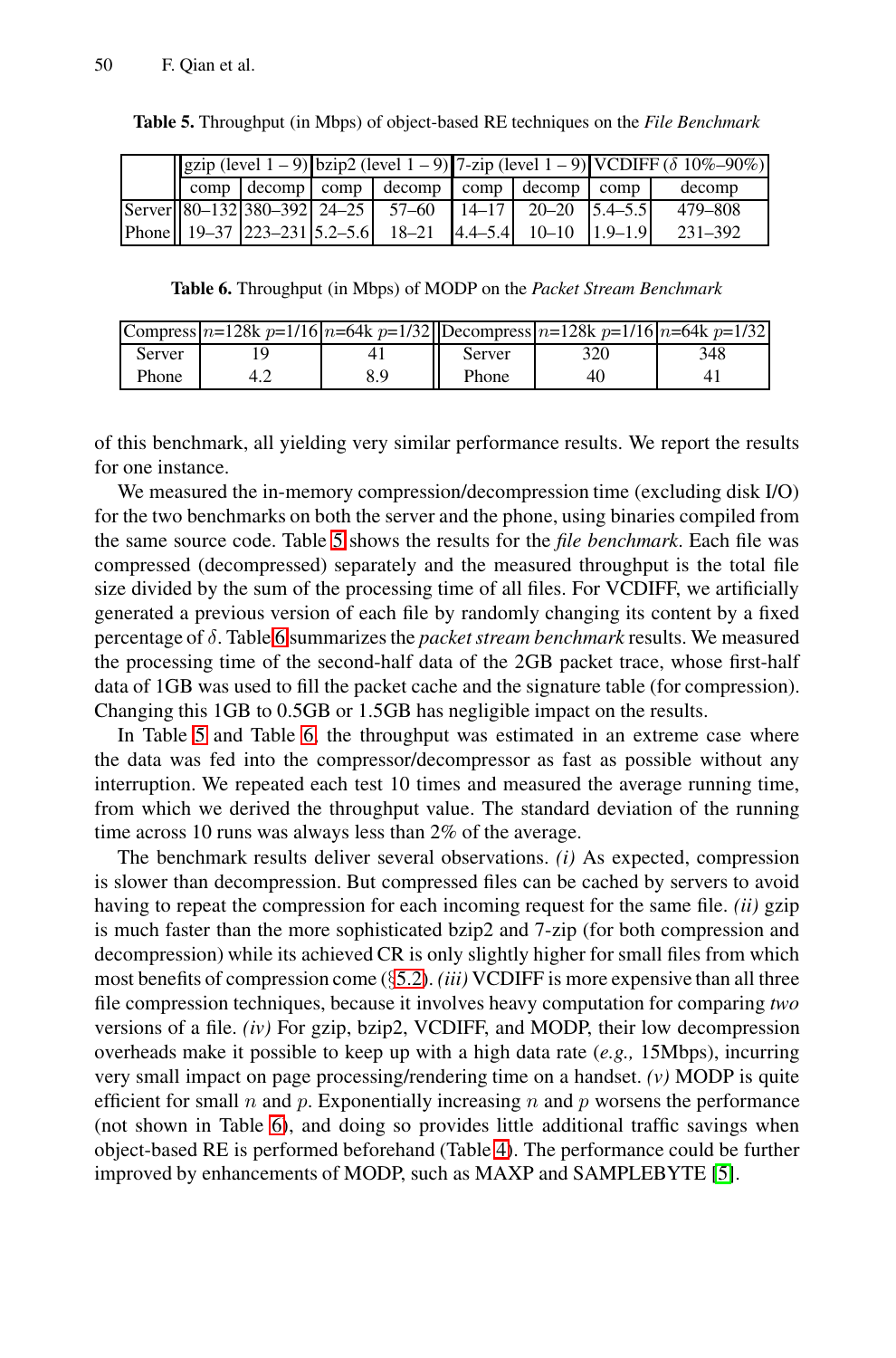**Table 5.** Throughput (in Mbps) of object-based RE techniques on the *File Benchmark*

| | gzip (level 1 – 9) | | bzip2 (level 1 – 9) | | 7-zip (level 1 – 9) | | VCDIFF ($\delta$ 10%–90%) | |
|---|---|---|---|---|---|---|---|---|
| | comp | decomp | comp | decomp | comp | decomp | comp | decomp |
| Server | 80–132 | 380–392 | 24–25 | 57–60 | 14–17 | 20–20 | 5.4–5.5 | 479–808 |
| Phone | 19–37 | 223–231 | 5.2–5.6 | 18–21 | 4.4–5.4 | 10–10 | 1.9–1.9 | 231–392 |

**Table 6.** Throughput (in Mbps) of MODP on the *Packet Stream Benchmark*

| Compress | $n$=128k $p$=1/16 | $n$=64k $p$=1/32 | Decompress | $n$=128k $p$=1/16 | $n$=64k $p$=1/32 |
|---|---|---|---|---|---|
| Server | 19 | 41 | Server | 320 | 348 |
| Phone | 4.2 | 8.9 | Phone | 40 | 41 |

of this benchmark, all yielding very similar performance results. We report the results for one instance.

We measured the in-memory compression/decompression time (excluding disk I/O) for the two benchmarks on both the server and the phone, using binaries compiled from the same source code. Table 5 shows the results for the *file benchmark*. Each file was compressed (decompressed) separately and the measured throughput is the total file size divided by the sum of the processing time of all files. For VCDIFF, we artificially generated a previous version of each file by randomly changing its content by a fixed percentage of $\delta$. Table 6 summarizes the *packet stream benchmark* results. We measured the processing time of the second-half data of the 2GB packet trace, whose first-half data of 1GB was used to fill the packet cache and the signature table (for compression). Changing this 1GB to 0.5GB or 1.5GB has negligible impact on the results.

In Table 5 and Table 6, the throughput was estimated in an extreme case where the data was fed into the compressor/decompressor as fast as possible without any interruption. We repeated each test 10 times and measured the average running time, from which we derived the throughput value. The standard deviation of the running time across 10 runs was always less than 2% of the average.

The benchmark results deliver several observations. *(i)* As expected, compression is slower than decompression. But compressed files can be cached by servers to avoid having to repeat the compression for each incoming request for the same file. *(ii)* gzip is much faster than the more sophisticated bzip2 and 7-zip (for both compression and decompression) while its achieved CR is only slightly higher for small files from which most benefits of compression come (§5.2). *(iii)* VCDIFF is more expensive than all three file compression techniques, because it involves heavy computation for comparing *two* versions of a file. *(iv)* For gzip, bzip2, VCDIFF, and MODP, their low decompression overheads make it possible to keep up with a high data rate (*e.g.,* 15Mbps), incurring very small impact on page processing/rendering time on a handset. *(v)* MODP is quite efficient for small $n$ and $p$. Exponentially increasing $n$ and $p$ worsens the performance (not shown in Table 6), and doing so provides little additional traffic savings when object-based RE is performed beforehand (Table 4). The performance could be further improved by enhancements of MODP, such as MAXP and SAMPLEBYTE [5].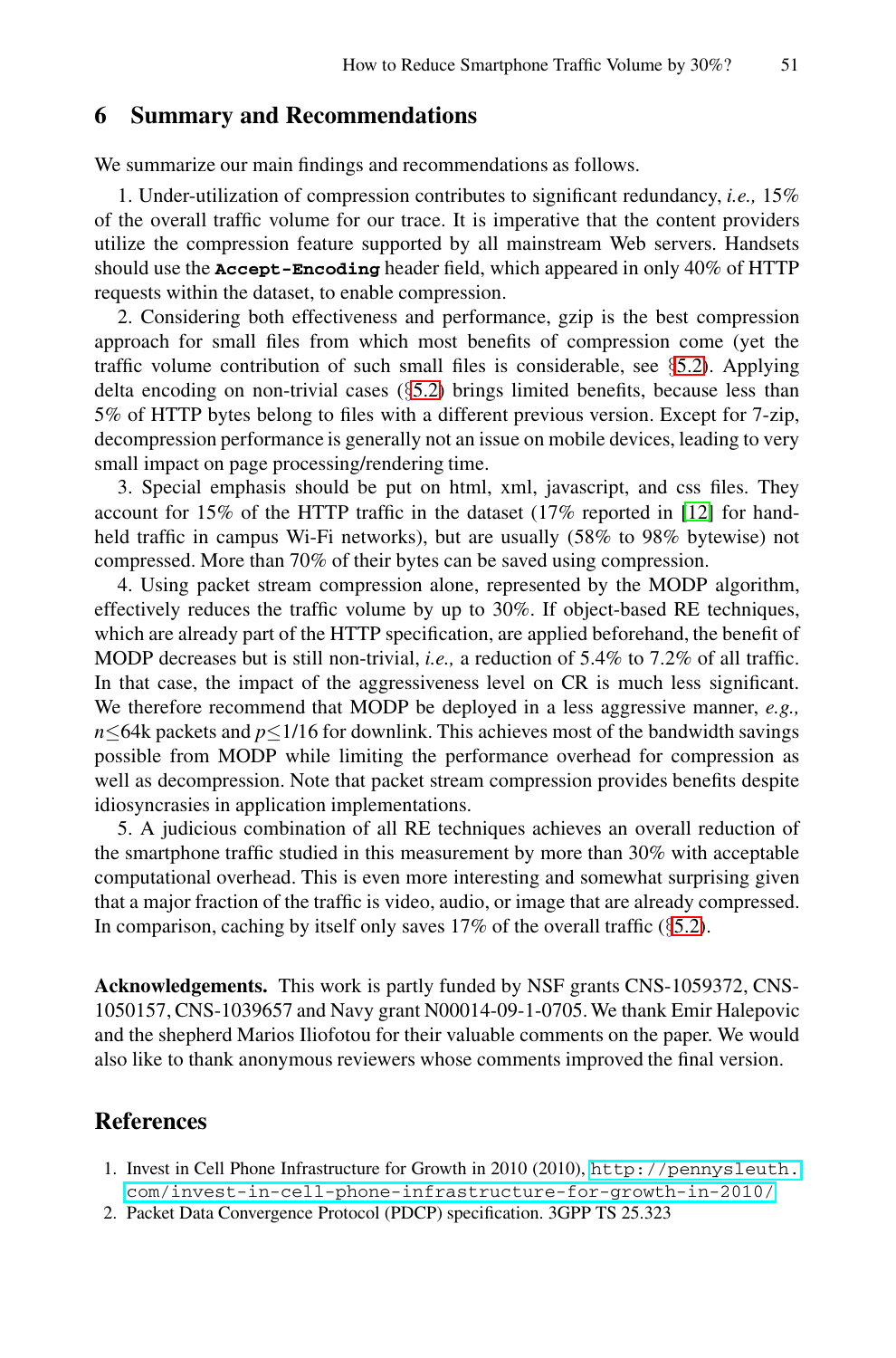## 6 Summary and Recommendations

We summarize our main findings and recommendations as follows.

1. Under-utilization of compression contributes to significant redundancy, *i.e.,* 15% of the overall traffic volume for our trace. It is imperative that the content providers utilize the compression feature supported by all mainstream Web servers. Handsets should use the **`Accept-Encoding`** header field, which appeared in only 40% of HTTP requests within the dataset, to enable compression.

2. Considering both effectiveness and performance, gzip is the best compression approach for small files from which most benefits of compression come (yet the traffic volume contribution of such small files is considerable, see §5.2). Applying delta encoding on non-trivial cases (§5.2) brings limited benefits, because less than 5% of HTTP bytes belong to files with a different previous version. Except for 7-zip, decompression performance is generally not an issue on mobile devices, leading to very small impact on page processing/rendering time.

3. Special emphasis should be put on html, xml, javascript, and css files. They account for 15% of the HTTP traffic in the dataset (17% reported in [12] for handheld traffic in campus Wi-Fi networks), but are usually (58% to 98% bytewise) not compressed. More than 70% of their bytes can be saved using compression.

4. Using packet stream compression alone, represented by the MODP algorithm, effectively reduces the traffic volume by up to 30%. If object-based RE techniques, which are already part of the HTTP specification, are applied beforehand, the benefit of MODP decreases but is still non-trivial, *i.e.,* a reduction of 5.4% to 7.2% of all traffic. In that case, the impact of the aggressiveness level on CR is much less significant. We therefore recommend that MODP be deployed in a less aggressive manner, *e.g.,* $n \leq 64$k packets and $p \leq 1/16$ for downlink. This achieves most of the bandwidth savings possible from MODP while limiting the performance overhead for compression as well as decompression. Note that packet stream compression provides benefits despite idiosyncrasies in application implementations.

5. A judicious combination of all RE techniques achieves an overall reduction of the smartphone traffic studied in this measurement by more than 30% with acceptable computational overhead. This is even more interesting and somewhat surprising given that a major fraction of the traffic is video, audio, or image that are already compressed. In comparison, caching by itself only saves 17% of the overall traffic (§5.2).

**Acknowledgements.** This work is partly funded by NSF grants CNS-1059372, CNS-1050157, CNS-1039657 and Navy grant N00014-09-1-0705. We thank Emir Halepovic and the shepherd Marios Iliofotou for their valuable comments on the paper. We would also like to thank anonymous reviewers whose comments improved the final version.

## References

1. Invest in Cell Phone Infrastructure for Growth in 2010 (2010), http://pennysleuth.com/invest-in-cell-phone-infrastructure-for-growth-in-2010/
2. Packet Data Convergence Protocol (PDCP) specification. 3GPP TS 25.323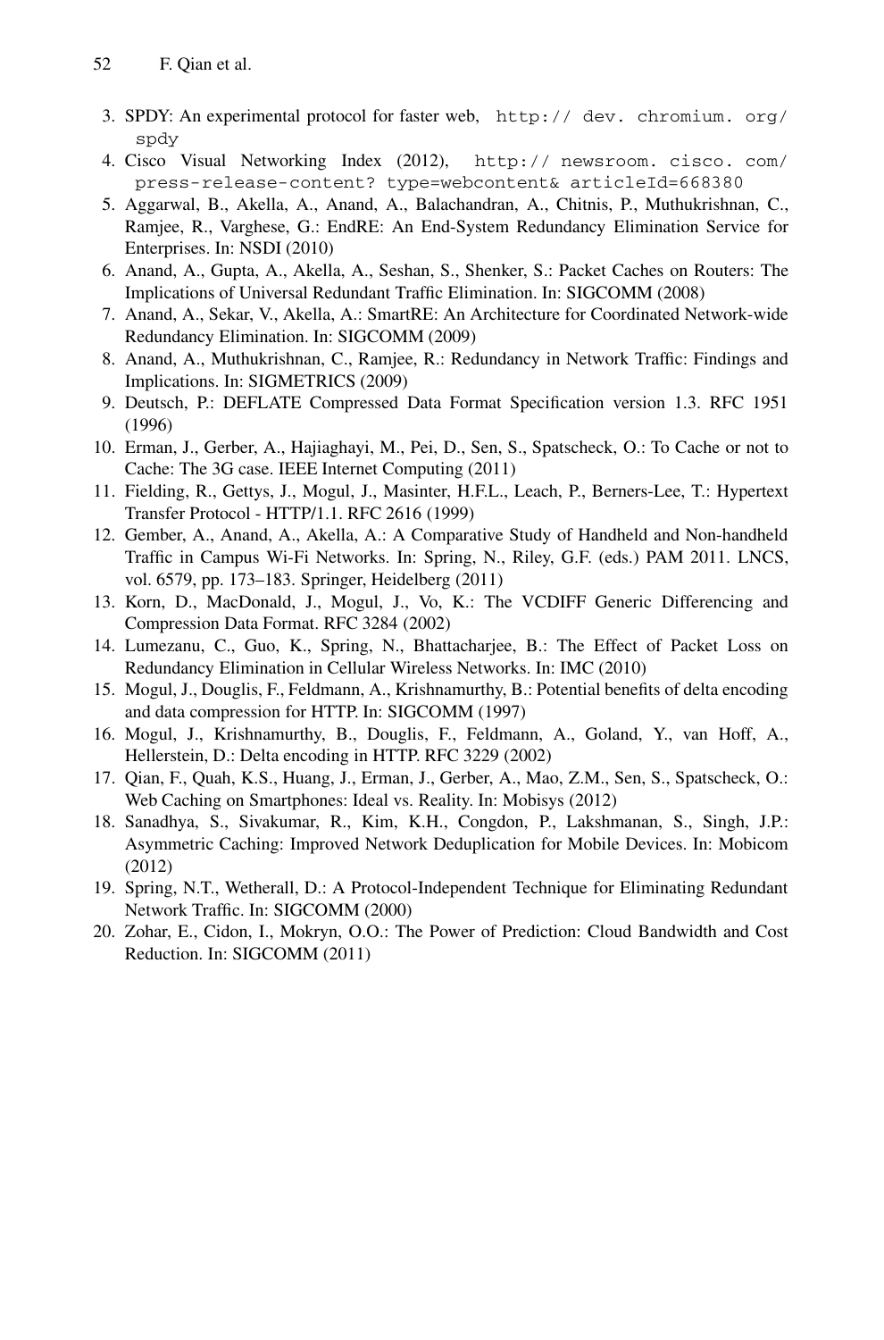3. SPDY: An experimental protocol for faster web, http:// dev. chromium. org/ spdy
4. Cisco Visual Networking Index (2012), http:// newsroom. cisco. com/ press-release-content? type=webcontent& articleId=668380
5. Aggarwal, B., Akella, A., Anand, A., Balachandran, A., Chitnis, P., Muthukrishnan, C., Ramjee, R., Varghese, G.: EndRE: An End-System Redundancy Elimination Service for Enterprises. In: NSDI (2010)
6. Anand, A., Gupta, A., Akella, A., Seshan, S., Shenker, S.: Packet Caches on Routers: The Implications of Universal Redundant Traffic Elimination. In: SIGCOMM (2008)
7. Anand, A., Sekar, V., Akella, A.: SmartRE: An Architecture for Coordinated Network-wide Redundancy Elimination. In: SIGCOMM (2009)
8. Anand, A., Muthukrishnan, C., Ramjee, R.: Redundancy in Network Traffic: Findings and Implications. In: SIGMETRICS (2009)
9. Deutsch, P.: DEFLATE Compressed Data Format Specification version 1.3. RFC 1951 (1996)
10. Erman, J., Gerber, A., Hajiaghayi, M., Pei, D., Sen, S., Spatscheck, O.: To Cache or not to Cache: The 3G case. IEEE Internet Computing (2011)
11. Fielding, R., Gettys, J., Mogul, J., Masinter, H.F.L., Leach, P., Berners-Lee, T.: Hypertext Transfer Protocol - HTTP/1.1. RFC 2616 (1999)
12. Gember, A., Anand, A., Akella, A.: A Comparative Study of Handheld and Non-handheld Traffic in Campus Wi-Fi Networks. In: Spring, N., Riley, G.F. (eds.) PAM 2011. LNCS, vol. 6579, pp. 173–183. Springer, Heidelberg (2011)
13. Korn, D., MacDonald, J., Mogul, J., Vo, K.: The VCDIFF Generic Differencing and Compression Data Format. RFC 3284 (2002)
14. Lumezanu, C., Guo, K., Spring, N., Bhattacharjee, B.: The Effect of Packet Loss on Redundancy Elimination in Cellular Wireless Networks. In: IMC (2010)
15. Mogul, J., Douglis, F., Feldmann, A., Krishnamurthy, B.: Potential benefits of delta encoding and data compression for HTTP. In: SIGCOMM (1997)
16. Mogul, J., Krishnamurthy, B., Douglis, F., Feldmann, A., Goland, Y., van Hoff, A., Hellerstein, D.: Delta encoding in HTTP. RFC 3229 (2002)
17. Qian, F., Quah, K.S., Huang, J., Erman, J., Gerber, A., Mao, Z.M., Sen, S., Spatscheck, O.: Web Caching on Smartphones: Ideal vs. Reality. In: Mobisys (2012)
18. Sanadhya, S., Sivakumar, R., Kim, K.H., Congdon, P., Lakshmanan, S., Singh, J.P.: Asymmetric Caching: Improved Network Deduplication for Mobile Devices. In: Mobicom (2012)
19. Spring, N.T., Wetherall, D.: A Protocol-Independent Technique for Eliminating Redundant Network Traffic. In: SIGCOMM (2000)
20. Zohar, E., Cidon, I., Mokryn, O.O.: The Power of Prediction: Cloud Bandwidth and Cost Reduction. In: SIGCOMM (2011)